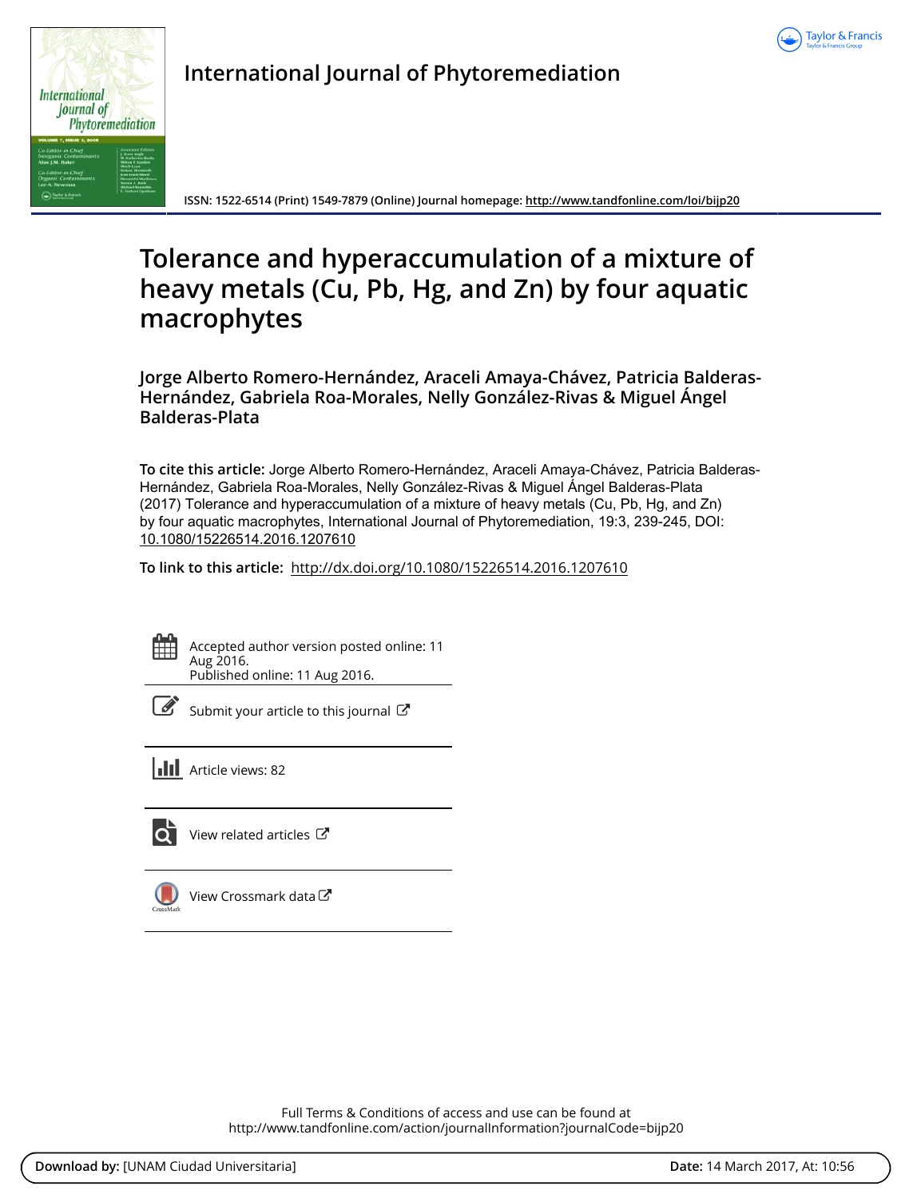International Journal of Phytoremediation

ISSN: 1522-6514 (Print) 1549-7879 (Online) Journal homepage: http://www.tandfonline.com/loi/bijp20

# Tolerance and hyperaccumulation of a mixture of heavy metals (Cu, Pb, Hg, and Zn) by four aquatic macrophytes

**Jorge Alberto Romero-Hernández, Araceli Amaya-Chávez, Patricia Balderas-Hernández, Gabriela Roa-Morales, Nelly González-Rivas & Miguel Ángel Balderas-Plata**

**To cite this article:** Jorge Alberto Romero-Hernández, Araceli Amaya-Chávez, Patricia Balderas-Hernández, Gabriela Roa-Morales, Nelly González-Rivas & Miguel Ángel Balderas-Plata (2017) Tolerance and hyperaccumulation of a mixture of heavy metals (Cu, Pb, Hg, and Zn) by four aquatic macrophytes, International Journal of Phytoremediation, 19:3, 239-245, DOI: 10.1080/15226514.2016.1207610

**To link to this article:** http://dx.doi.org/10.1080/15226514.2016.1207610

Accepted author version posted online: 11 Aug 2016.
Published online: 11 Aug 2016.

Submit your article to this journal

Article views: 82

View related articles

View Crossmark data

Full Terms & Conditions of access and use can be found at
http://www.tandfonline.com/action/journalInformation?journalCode=bijp20

**Download by:** [UNAM Ciudad Universitaria] **Date:** 14 March 2017, At: 10:56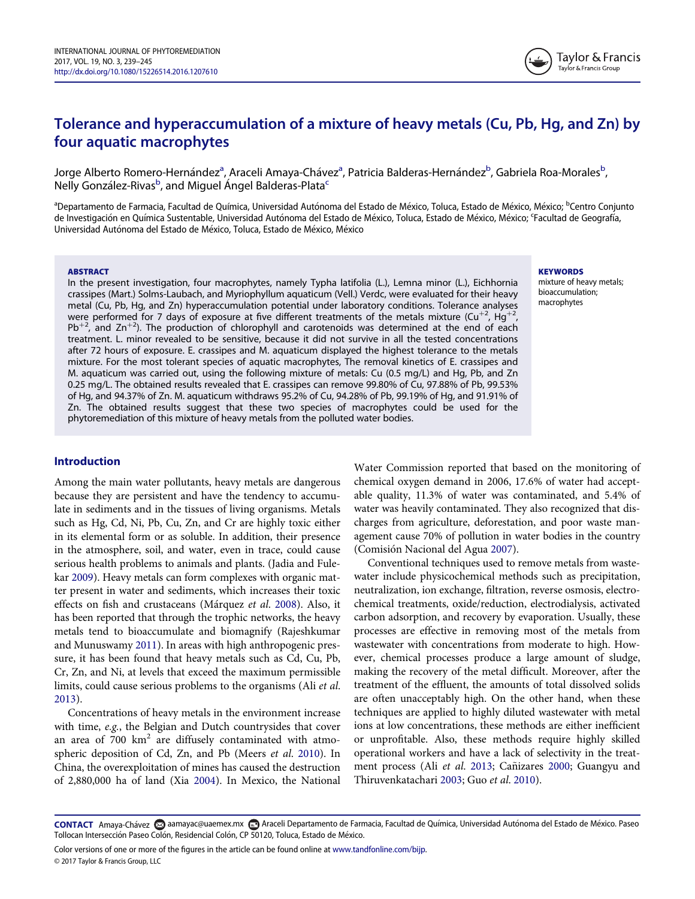# Tolerance and hyperaccumulation of a mixture of heavy metals (Cu, Pb, Hg, and Zn) by four aquatic macrophytes

Jorge Alberto Romero-Hernández[a], Araceli Amaya-Chávez[a], Patricia Balderas-Hernández[b], Gabriela Roa-Morales[b], Nelly González-Rivas[b], and Miguel Ángel Balderas-Plata[c]

[a]Departamento de Farmacia, Facultad de Química, Universidad Autónoma del Estado de México, Toluca, Estado de México, México; [b]Centro Conjunto de Investigación en Química Sustentable, Universidad Autónoma del Estado de México, Toluca, Estado de México, México; [c]Facultad de Geografía, Universidad Autónoma del Estado de México, Toluca, Estado de México, México

## ABSTRACT

In the present investigation, four macrophytes, namely Typha latifolia (L.), Lemna minor (L.), Eichhornia crassipes (Mart.) Solms-Laubach, and Myriophyllum aquaticum (Vell.) Verdc, were evaluated for their heavy metal (Cu, Pb, Hg, and Zn) hyperaccumulation potential under laboratory conditions. Tolerance analyses were performed for 7 days of exposure at five different treatments of the metals mixture ($Cu^{+2}$, $Hg^{+2}$, $Pb^{+2}$, and $Zn^{+2}$). The production of chlorophyll and carotenoids was determined at the end of each treatment. L. minor revealed to be sensitive, because it did not survive in all the tested concentrations after 72 hours of exposure. E. crassipes and M. aquaticum displayed the highest tolerance to the metals mixture. For the most tolerant species of aquatic macrophytes, The removal kinetics of E. crassipes and M. aquaticum was carried out, using the following mixture of metals: Cu (0.5 mg/L) and Hg, Pb, and Zn 0.25 mg/L. The obtained results revealed that E. crassipes can remove 99.80% of Cu, 97.88% of Pb, 99.53% of Hg, and 94.37% of Zn. M. aquaticum withdraws 95.2% of Cu, 94.28% of Pb, 99.19% of Hg, and 91.91% of Zn. The obtained results suggest that these two species of macrophytes could be used for the phytoremediation of this mixture of heavy metals from the polluted water bodies.

## KEYWORDS

mixture of heavy metals; bioaccumulation; macrophytes

## Introduction

Among the main water pollutants, heavy metals are dangerous because they are persistent and have the tendency to accumulate in sediments and in the tissues of living organisms. Metals such as Hg, Cd, Ni, Pb, Cu, Zn, and Cr are highly toxic either in its elemental form or as soluble. In addition, their presence in the atmosphere, soil, and water, even in trace, could cause serious health problems to animals and plants. (Jadia and Fulekar 2009). Heavy metals can form complexes with organic matter present in water and sediments, which increases their toxic effects on fish and crustaceans (Márquez *et al.* 2008). Also, it has been reported that through the trophic networks, the heavy metals tend to bioaccumulate and biomagnify (Rajeshkumar and Munuswamy 2011). In areas with high anthropogenic pressure, it has been found that heavy metals such as Cd, Cu, Pb, Cr, Zn, and Ni, at levels that exceed the maximum permissible limits, could cause serious problems to the organisms (Ali *et al.* 2013).

Concentrations of heavy metals in the environment increase with time, *e.g.*, the Belgian and Dutch countrysides that cover an area of 700 $km^2$ are diffusely contaminated with atmospheric deposition of Cd, Zn, and Pb (Meers *et al.* 2010). In China, the overexploitation of mines has caused the destruction of 2,880,000 ha of land (Xia 2004). In Mexico, the National Water Commission reported that based on the monitoring of chemical oxygen demand in 2006, 17.6% of water had acceptable quality, 11.3% of water was contaminated, and 5.4% of water was heavily contaminated. They also recognized that discharges from agriculture, deforestation, and poor waste management cause 70% of pollution in water bodies in the country (Comisión Nacional del Agua 2007).

Conventional techniques used to remove metals from wastewater include physicochemical methods such as precipitation, neutralization, ion exchange, filtration, reverse osmosis, electrochemical treatments, oxide/reduction, electrodialysis, activated carbon adsorption, and recovery by evaporation. Usually, these processes are effective in removing most of the metals from wastewater with concentrations from moderate to high. However, chemical processes produce a large amount of sludge, making the recovery of the metal difficult. Moreover, after the treatment of the effluent, the amounts of total dissolved solids are often unacceptably high. On the other hand, when these techniques are applied to highly diluted wastewater with metal ions at low concentrations, these methods are either inefficient or unprofitable. Also, these methods require highly skilled operational workers and have a lack of selectivity in the treatment process (Ali *et al.* 2013; Cañizares 2000; Guangyu and Thiruvenkatachari 2003; Guo *et al.* 2010).

**CONTACT** Amaya-Chávez aamayac@uaemex.mx Araceli Departamento de Farmacia, Facultad de Química, Universidad Autónoma del Estado de México. Paseo Tollocan Intersección Paseo Colón, Residencial Colón, CP 50120, Toluca, Estado de México.

Color versions of one or more of the figures in the article can be found online at www.tandfonline.com/bijp.

© 2017 Taylor & Francis Group, LLC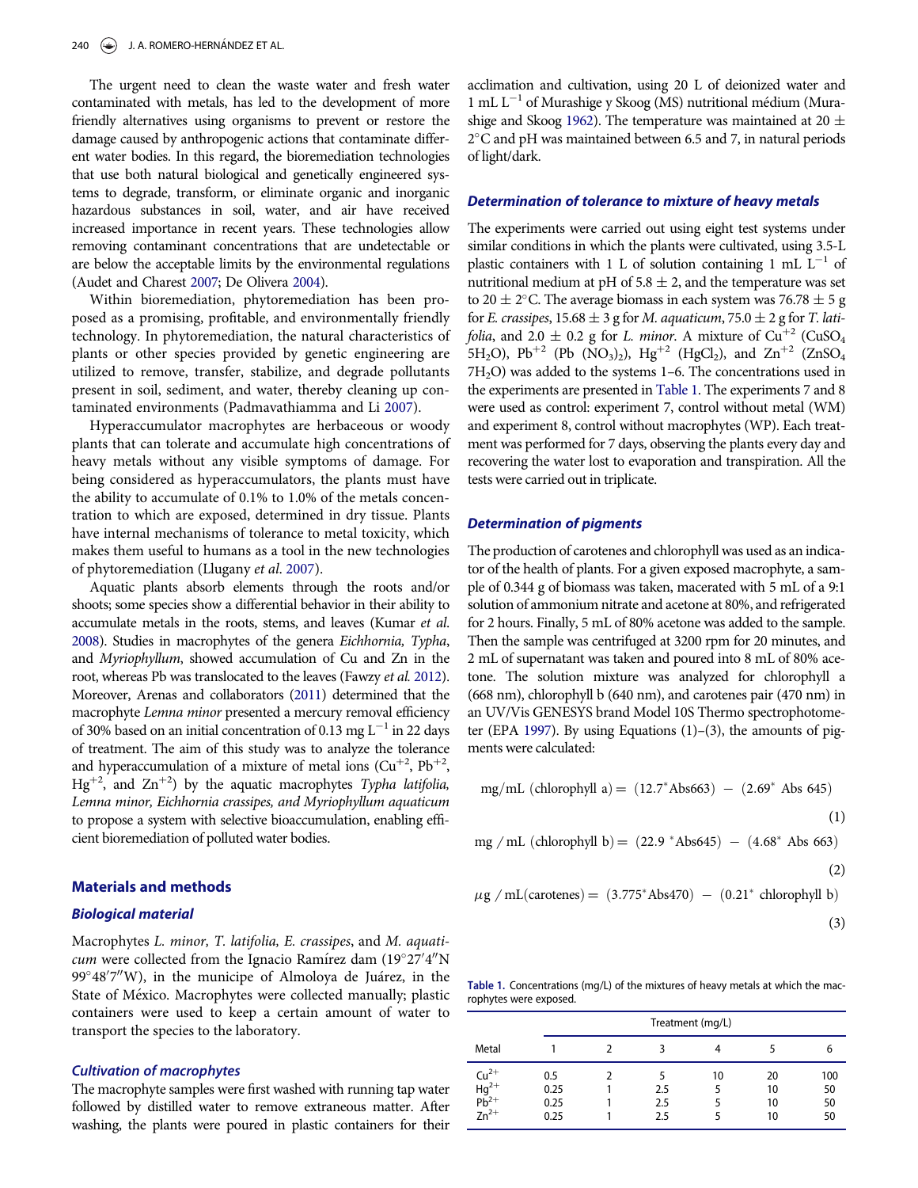The urgent need to clean the waste water and fresh water contaminated with metals, has led to the development of more friendly alternatives using organisms to prevent or restore the damage caused by anthropogenic actions that contaminate different water bodies. In this regard, the bioremediation technologies that use both natural biological and genetically engineered systems to degrade, transform, or eliminate organic and inorganic hazardous substances in soil, water, and air have received increased importance in recent years. These technologies allow removing contaminant concentrations that are undetectable or are below the acceptable limits by the environmental regulations (Audet and Charest 2007; De Olivera 2004).

Within bioremediation, phytoremediation has been proposed as a promising, profitable, and environmentally friendly technology. In phytoremediation, the natural characteristics of plants or other species provided by genetic engineering are utilized to remove, transfer, stabilize, and degrade pollutants present in soil, sediment, and water, thereby cleaning up contaminated environments (Padmavathiamma and Li 2007).

Hyperaccumulator macrophytes are herbaceous or woody plants that can tolerate and accumulate high concentrations of heavy metals without any visible symptoms of damage. For being considered as hyperaccumulators, the plants must have the ability to accumulate of 0.1% to 1.0% of the metals concentration to which are exposed, determined in dry tissue. Plants have internal mechanisms of tolerance to metal toxicity, which makes them useful to humans as a tool in the new technologies of phytoremediation (Llugany *et al*. 2007).

Aquatic plants absorb elements through the roots and/or shoots; some species show a differential behavior in their ability to accumulate metals in the roots, stems, and leaves (Kumar *et al.* 2008). Studies in macrophytes of the genera *Eichhornia, Typha*, and *Myriophyllum*, showed accumulation of Cu and Zn in the root, whereas Pb was translocated to the leaves (Fawzy *et al.* 2012). Moreover, Arenas and collaborators (2011) determined that the macrophyte *Lemna minor* presented a mercury removal efficiency of 30% based on an initial concentration of 0.13 mg $L^{-1}$ in 22 days of treatment. The aim of this study was to analyze the tolerance and hyperaccumulation of a mixture of metal ions ($Cu^{+2}$, $Pb^{+2}$, $Hg^{+2}$, and $Zn^{+2}$) by the aquatic macrophytes *Typha latifolia, Lemna minor, Eichhornia crassipes, and Myriophyllum aquaticum* to propose a system with selective bioaccumulation, enabling efficient bioremediation of polluted water bodies.

## Materials and methods

### Biological material

Macrophytes *L. minor, T. latifolia, E. crassipes*, and *M. aquaticum* were collected from the Ignacio Ramírez dam (19°27′4″N 99°48′7″W), in the municipe of Almoloya de Juárez, in the State of México. Macrophytes were collected manually; plastic containers were used to keep a certain amount of water to transport the species to the laboratory.

### Cultivation of macrophytes

The macrophyte samples were first washed with running tap water followed by distilled water to remove extraneous matter. After washing, the plants were poured in plastic containers for their acclimation and cultivation, using 20 L of deionized water and 1 mL $L^{-1}$ of Murashige y Skoog (MS) nutritional médium (Murashige and Skoog 1962). The temperature was maintained at 20 ± 2°C and pH was maintained between 6.5 and 7, in natural periods of light/dark.

### Determination of tolerance to mixture of heavy metals

The experiments were carried out using eight test systems under similar conditions in which the plants were cultivated, using 3.5-L plastic containers with 1 L of solution containing 1 mL $L^{-1}$ of nutritional medium at pH of 5.8 ± 2, and the temperature was set to 20 ± 2°C. The average biomass in each system was 76.78 ± 5 g for *E. crassipes*, 15.68 ± 3 g for *M. aquaticum*, 75.0 ± 2 g for *T. latifolia*, and 2.0 ± 0.2 g for *L. minor*. A mixture of $Cu^{+2}$ ($CuSO_4$ $5H_2O$), $Pb^{+2}$ ($Pb(NO_3)_2$), $Hg^{+2}$ ($HgCl_2$), and $Zn^{+2}$ ($ZnSO_4$ $7H_2O$) was added to the systems 1–6. The concentrations used in the experiments are presented in Table 1. The experiments 7 and 8 were used as control: experiment 7, control without metal (WM) and experiment 8, control without macrophytes (WP). Each treatment was performed for 7 days, observing the plants every day and recovering the water lost to evaporation and transpiration. All the tests were carried out in triplicate.

### Determination of pigments

The production of carotenes and chlorophyll was used as an indicator of the health of plants. For a given exposed macrophyte, a sample of 0.344 g of biomass was taken, macerated with 5 mL of a 9:1 solution of ammonium nitrate and acetone at 80%, and refrigerated for 2 hours. Finally, 5 mL of 80% acetone was added to the sample. Then the sample was centrifuged at 3200 rpm for 20 minutes, and 2 mL of supernatant was taken and poured into 8 mL of 80% acetone. The solution mixture was analyzed for chlorophyll a (668 nm), chlorophyll b (640 nm), and carotenes pair (470 nm) in an UV/Vis GENESYS brand Model 10S Thermo spectrophotometer (EPA 1997). By using Equations (1)–(3), the amounts of pigments were calculated:

$$\text{mg/mL (chlorophyll a)} = (12.7^{*}\text{Abs663}) - (2.69^{*}\text{ Abs 645}) \tag{1}$$

$$\text{mg / mL (chlorophyll b)} = (22.9\ ^{*}\text{Abs645}) - (4.68^{*}\text{ Abs 663}) \tag{2}$$

$$\mu\text{g / mL(carotenes)} = (3.775^{*}\text{Abs470}) - (0.21^{*}\text{ chlorophyll b}) \tag{3}$$

**Table 1.** Concentrations (mg/L) of the mixtures of heavy metals at which the macrophytes were exposed.

| | Treatment (mg/L) | | | | | |
|---|---|---|---|---|---|---|
| Metal | 1 | 2 | 3 | 4 | 5 | 6 |
| $Cu^{2+}$ | 0.5 | 2 | 5 | 10 | 20 | 100 |
| $Hg^{2+}$ | 0.25 | 1 | 2.5 | 5 | 10 | 50 |
| $Pb^{2+}$ | 0.25 | 1 | 2.5 | 5 | 10 | 50 |
| $Zn^{2+}$ | 0.25 | 1 | 2.5 | 5 | 10 | 50 |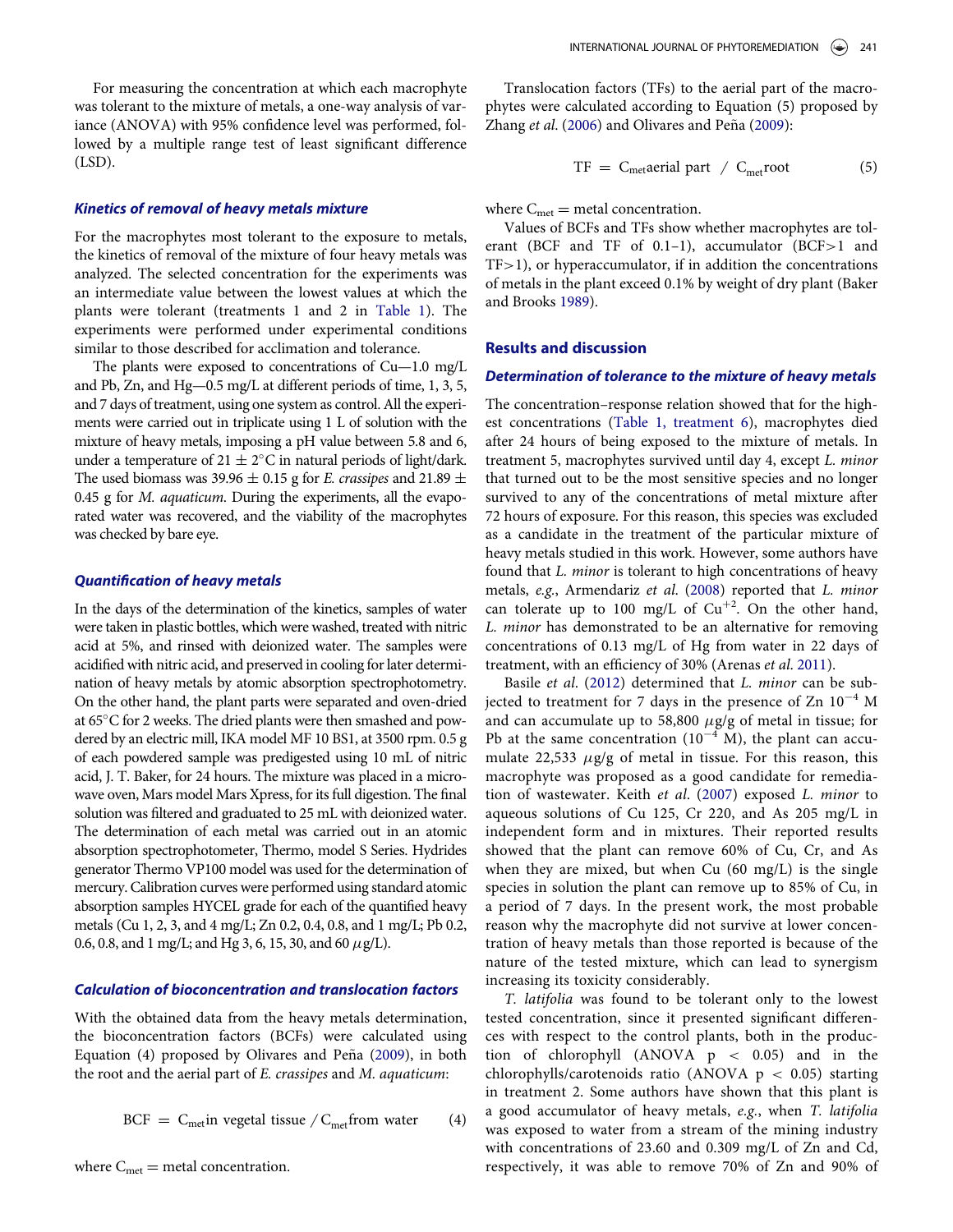For measuring the concentration at which each macrophyte was tolerant to the mixture of metals, a one-way analysis of variance (ANOVA) with 95% confidence level was performed, followed by a multiple range test of least significant difference (LSD).

### *Kinetics of removal of heavy metals mixture*

For the macrophytes most tolerant to the exposure to metals, the kinetics of removal of the mixture of four heavy metals was analyzed. The selected concentration for the experiments was an intermediate value between the lowest values at which the plants were tolerant (treatments 1 and 2 in Table 1). The experiments were performed under experimental conditions similar to those described for acclimation and tolerance.

The plants were exposed to concentrations of Cu—1.0 mg/L and Pb, Zn, and Hg—0.5 mg/L at different periods of time, 1, 3, 5, and 7 days of treatment, using one system as control. All the experiments were carried out in triplicate using 1 L of solution with the mixture of heavy metals, imposing a pH value between 5.8 and 6, under a temperature of $21 \pm 2^{\circ}$C in natural periods of light/dark. The used biomass was $39.96 \pm 0.15$ g for *E. crassipes* and $21.89 \pm 0.45$ g for *M. aquaticum*. During the experiments, all the evaporated water was recovered, and the viability of the macrophytes was checked by bare eye.

### *Quantification of heavy metals*

In the days of the determination of the kinetics, samples of water were taken in plastic bottles, which were washed, treated with nitric acid at 5%, and rinsed with deionized water. The samples were acidified with nitric acid, and preserved in cooling for later determination of heavy metals by atomic absorption spectrophotometry. On the other hand, the plant parts were separated and oven-dried at 65°C for 2 weeks. The dried plants were then smashed and powdered by an electric mill, IKA model MF 10 BS1, at 3500 rpm. 0.5 g of each powdered sample was predigested using 10 mL of nitric acid, J. T. Baker, for 24 hours. The mixture was placed in a microwave oven, Mars model Mars Xpress, for its full digestion. The final solution was filtered and graduated to 25 mL with deionized water. The determination of each metal was carried out in an atomic absorption spectrophotometer, Thermo, model S Series. Hydrides generator Thermo VP100 model was used for the determination of mercury. Calibration curves were performed using standard atomic absorption samples HYCEL grade for each of the quantified heavy metals (Cu 1, 2, 3, and 4 mg/L; Zn 0.2, 0.4, 0.8, and 1 mg/L; Pb 0.2, 0.6, 0.8, and 1 mg/L; and Hg 3, 6, 15, 30, and 60 $\mu$g/L).

### *Calculation of bioconcentration and translocation factors*

With the obtained data from the heavy metals determination, the bioconcentration factors (BCFs) were calculated using Equation (4) proposed by Olivares and Peña (2009), in both the root and the aerial part of *E. crassipes* and *M. aquaticum*:

$$\text{BCF} = C_{\text{met}}\text{in vegetal tissue} \,/\, C_{\text{met}}\text{from water} \quad (4)$$

where $C_{\text{met}}$ = metal concentration.

Translocation factors (TFs) to the aerial part of the macrophytes were calculated according to Equation (5) proposed by Zhang *et al.* (2006) and Olivares and Peña (2009):

$$\text{TF} = C_{\text{met}}\text{aerial part} \,/\, C_{\text{met}}\text{root} \quad (5)$$

where $C_{\text{met}}$ = metal concentration.

Values of BCFs and TFs show whether macrophytes are tolerant (BCF and TF of 0.1–1), accumulator (BCF>1 and TF>1), or hyperaccumulator, if in addition the concentrations of metals in the plant exceed 0.1% by weight of dry plant (Baker and Brooks 1989).

## Results and discussion

### *Determination of tolerance to the mixture of heavy metals*

The concentration–response relation showed that for the highest concentrations (Table 1, treatment 6), macrophytes died after 24 hours of being exposed to the mixture of metals. In treatment 5, macrophytes survived until day 4, except *L. minor* that turned out to be the most sensitive species and no longer survived to any of the concentrations of metal mixture after 72 hours of exposure. For this reason, this species was excluded as a candidate in the treatment of the particular mixture of heavy metals studied in this work. However, some authors have found that *L. minor* is tolerant to high concentrations of heavy metals, *e.g.*, Armendariz *et al.* (2008) reported that *L. minor* can tolerate up to 100 mg/L of $Cu^{+2}$. On the other hand, *L. minor* has demonstrated to be an alternative for removing concentrations of 0.13 mg/L of Hg from water in 22 days of treatment, with an efficiency of 30% (Arenas *et al.* 2011).

Basile *et al.* (2012) determined that *L. minor* can be subjected to treatment for 7 days in the presence of Zn $10^{-4}$ M and can accumulate up to 58,800 $\mu$g/g of metal in tissue; for Pb at the same concentration ($10^{-4}$ M), the plant can accumulate 22,533 $\mu$g/g of metal in tissue. For this reason, this macrophyte was proposed as a good candidate for remediation of wastewater. Keith *et al.* (2007) exposed *L. minor* to aqueous solutions of Cu 125, Cr 220, and As 205 mg/L in independent form and in mixtures. Their reported results showed that the plant can remove 60% of Cu, Cr, and As when they are mixed, but when Cu (60 mg/L) is the single species in solution the plant can remove up to 85% of Cu, in a period of 7 days. In the present work, the most probable reason why the macrophyte did not survive at lower concentration of heavy metals than those reported is because of the nature of the tested mixture, which can lead to synergism increasing its toxicity considerably.

*T. latifolia* was found to be tolerant only to the lowest tested concentration, since it presented significant differences with respect to the control plants, both in the production of chlorophyll (ANOVA $p < 0.05$) and in the chlorophylls/carotenoids ratio (ANOVA $p < 0.05$) starting in treatment 2. Some authors have shown that this plant is a good accumulator of heavy metals, *e.g.*, when *T. latifolia* was exposed to water from a stream of the mining industry with concentrations of 23.60 and 0.309 mg/L of Zn and Cd, respectively, it was able to remove 70% of Zn and 90% of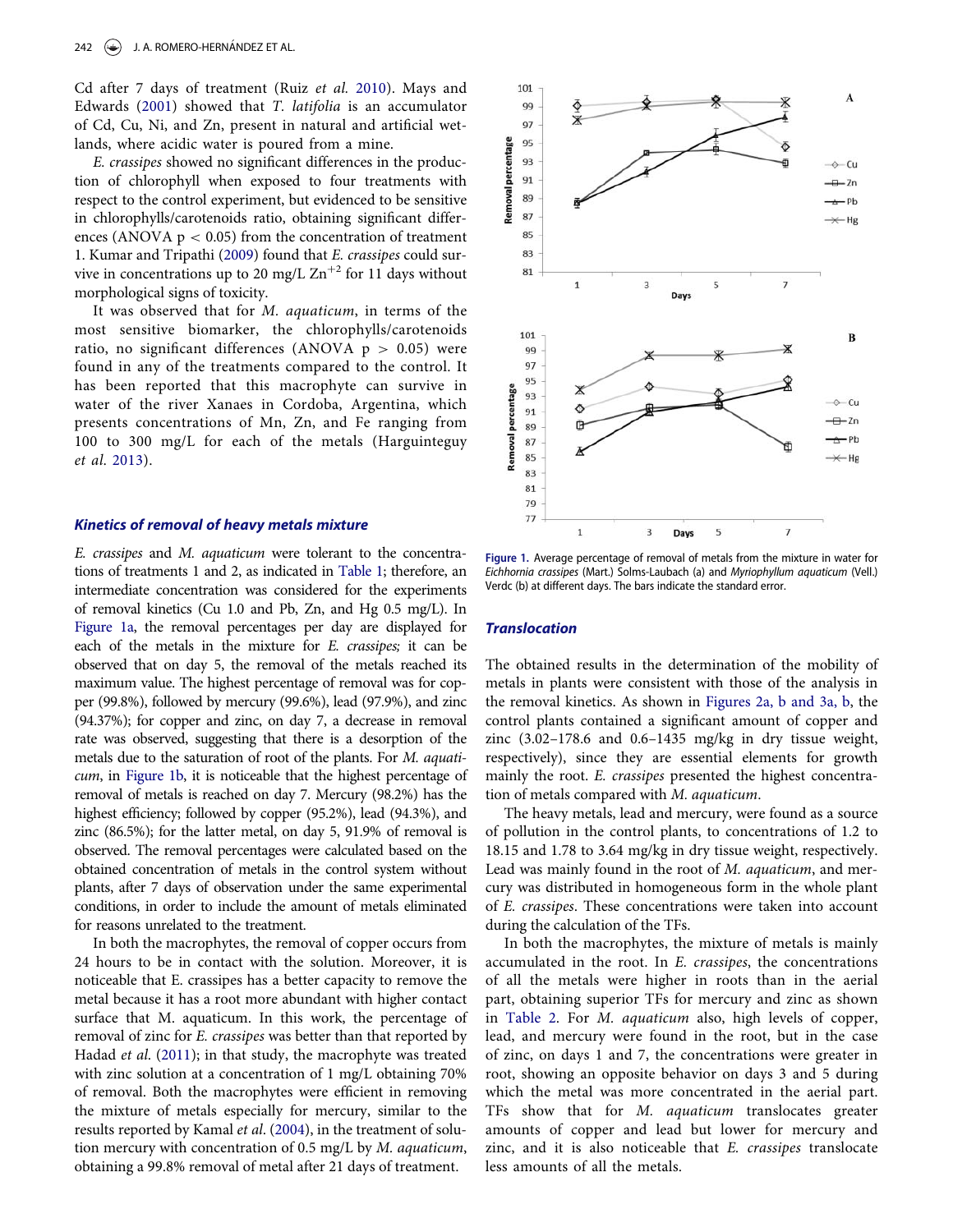Cd after 7 days of treatment (Ruiz *et al.* 2010). Mays and Edwards (2001) showed that *T. latifolia* is an accumulator of Cd, Cu, Ni, and Zn, present in natural and artificial wetlands, where acidic water is poured from a mine.

*E. crassipes* showed no significant differences in the production of chlorophyll when exposed to four treatments with respect to the control experiment, but evidenced to be sensitive in chlorophylls/carotenoids ratio, obtaining significant differences (ANOVA $p < 0.05$) from the concentration of treatment 1. Kumar and Tripathi (2009) found that *E. crassipes* could survive in concentrations up to 20 mg/L $Zn^{+2}$ for 11 days without morphological signs of toxicity.

It was observed that for *M. aquaticum*, in terms of the most sensitive biomarker, the chlorophylls/carotenoids ratio, no significant differences (ANOVA $p > 0.05$) were found in any of the treatments compared to the control. It has been reported that this macrophyte can survive in water of the river Xanaes in Cordoba, Argentina, which presents concentrations of Mn, Zn, and Fe ranging from 100 to 300 mg/L for each of the metals (Harguinteguy *et al.* 2013).

### Kinetics of removal of heavy metals mixture

*E. crassipes* and *M. aquaticum* were tolerant to the concentrations of treatments 1 and 2, as indicated in Table 1; therefore, an intermediate concentration was considered for the experiments of removal kinetics (Cu 1.0 and Pb, Zn, and Hg 0.5 mg/L). In Figure 1a, the removal percentages per day are displayed for each of the metals in the mixture for *E. crassipes;* it can be observed that on day 5, the removal of the metals reached its maximum value. The highest percentage of removal was for copper (99.8%), followed by mercury (99.6%), lead (97.9%), and zinc (94.37%); for copper and zinc, on day 7, a decrease in removal rate was observed, suggesting that there is a desorption of the metals due to the saturation of root of the plants. For *M. aquaticum*, in Figure 1b, it is noticeable that the highest percentage of removal of metals is reached on day 7. Mercury (98.2%) has the highest efficiency; followed by copper (95.2%), lead (94.3%), and zinc (86.5%); for the latter metal, on day 5, 91.9% of removal is observed. The removal percentages were calculated based on the obtained concentration of metals in the control system without plants, after 7 days of observation under the same experimental conditions, in order to include the amount of metals eliminated for reasons unrelated to the treatment.

In both the macrophytes, the removal of copper occurs from 24 hours to be in contact with the solution. Moreover, it is noticeable that E. crassipes has a better capacity to remove the metal because it has a root more abundant with higher contact surface that M. aquaticum. In this work, the percentage of removal of zinc for *E. crassipes* was better than that reported by Hadad *et al.* (2011); in that study, the macrophyte was treated with zinc solution at a concentration of 1 mg/L obtaining 70% of removal. Both the macrophytes were efficient in removing the mixture of metals especially for mercury, similar to the results reported by Kamal *et al.* (2004), in the treatment of solution mercury with concentration of 0.5 mg/L by *M. aquaticum*, obtaining a 99.8% removal of metal after 21 days of treatment.

Figure 1. Average percentage of removal of metals from the mixture in water for *Eichhornia crassipes* (Mart.) Solms-Laubach (a) and *Myriophyllum aquaticum* (Vell.) Verdc (b) at different days. The bars indicate the standard error.

### Translocation

The obtained results in the determination of the mobility of metals in plants were consistent with those of the analysis in the removal kinetics. As shown in Figures 2a, b and 3a, b, the control plants contained a significant amount of copper and zinc (3.02–178.6 and 0.6–1435 mg/kg in dry tissue weight, respectively), since they are essential elements for growth mainly the root. *E. crassipes* presented the highest concentration of metals compared with *M. aquaticum*.

The heavy metals, lead and mercury, were found as a source of pollution in the control plants, to concentrations of 1.2 to 18.15 and 1.78 to 3.64 mg/kg in dry tissue weight, respectively. Lead was mainly found in the root of *M. aquaticum*, and mercury was distributed in homogeneous form in the whole plant of *E. crassipes*. These concentrations were taken into account during the calculation of the TFs.

In both the macrophytes, the mixture of metals is mainly accumulated in the root. In *E. crassipes*, the concentrations of all the metals were higher in roots than in the aerial part, obtaining superior TFs for mercury and zinc as shown in Table 2. For *M. aquaticum* also, high levels of copper, lead, and mercury were found in the root, but in the case of zinc, on days 1 and 7, the concentrations were greater in root, showing an opposite behavior on days 3 and 5 during which the metal was more concentrated in the aerial part. TFs show that for *M. aquaticum* translocates greater amounts of copper and lead but lower for mercury and zinc, and it is also noticeable that *E. crassipes* translocate less amounts of all the metals.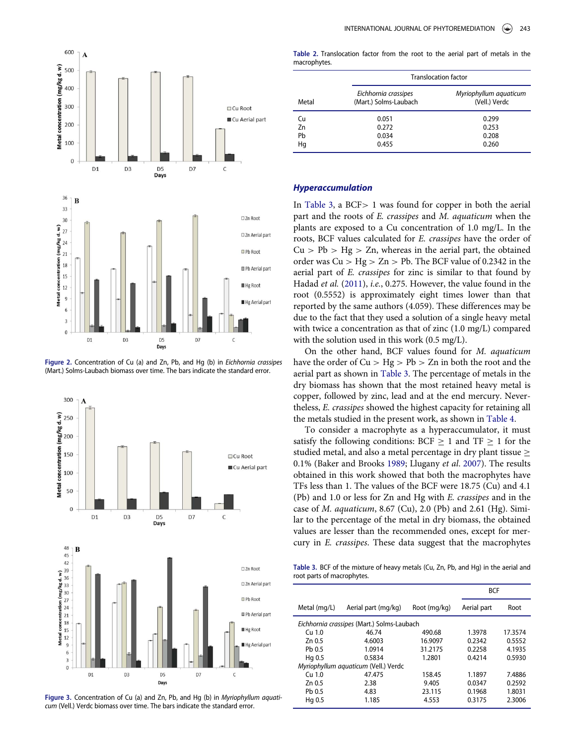Figure 2. Concentration of Cu (a) and Zn, Pb, and Hg (b) in *Eichhornia crassipes* (Mart.) Solms-Laubach biomass over time. The bars indicate the standard error.

Figure 3. Concentration of Cu (a) and Zn, Pb, and Hg (b) in *Myriophyllum aquaticum* (Vell.) Verdc biomass over time. The bars indicate the standard error.

Table 2. Translocation factor from the root to the aerial part of metals in the macrophytes.

| | Translocation factor | |
|---|---|---|
| Metal | *Eichhornia crassipes* (Mart.) Solms-Laubach | *Myriophyllum aquaticum* (Vell.) Verdc |
| Cu | 0.051 | 0.299 |
| Zn | 0.272 | 0.253 |
| Pb | 0.034 | 0.208 |
| Hg | 0.455 | 0.260 |

## *Hyperaccumulation*

In Table 3, a BCF> 1 was found for copper in both the aerial part and the roots of *E. crassipes* and *M. aquaticum* when the plants are exposed to a Cu concentration of 1.0 mg/L. In the roots, BCF values calculated for *E. crassipes* have the order of Cu > Pb > Hg > Zn, whereas in the aerial part, the obtained order was Cu > Hg > Zn > Pb. The BCF value of 0.2342 in the aerial part of *E. crassipes* for zinc is similar to that found by Hadad *et al.* (2011), *i.e.*, 0.275. However, the value found in the root (0.5552) is approximately eight times lower than that reported by the same authors (4.059). These differences may be due to the fact that they used a solution of a single heavy metal with twice a concentration as that of zinc (1.0 mg/L) compared with the solution used in this work (0.5 mg/L).

On the other hand, BCF values found for *M. aquaticum* have the order of Cu > Hg > Pb > Zn in both the root and the aerial part as shown in Table 3. The percentage of metals in the dry biomass has shown that the most retained heavy metal is copper, followed by zinc, lead and at the end mercury. Nevertheless, *E. crassipes* showed the highest capacity for retaining all the metals studied in the present work, as shown in Table 4.

To consider a macrophyte as a hyperaccumulator, it must satisfy the following conditions: BCF $\geq$ 1 and TF $\geq$ 1 for the studied metal, and also a metal percentage in dry plant tissue $\geq$ 0.1% (Baker and Brooks 1989; Llugany *et al.* 2007). The results obtained in this work showed that both the macrophytes have TFs less than 1. The values of the BCF were 18.75 (Cu) and 4.1 (Pb) and 1.0 or less for Zn and Hg with *E. crassipes* and in the case of *M. aquaticum*, 8.67 (Cu), 2.0 (Pb) and 2.61 (Hg). Similar to the percentage of the metal in dry biomass, the obtained values are lesser than the recommended ones, except for mercury in *E. crassipes*. These data suggest that the macrophytes

Table 3. BCF of the mixture of heavy metals (Cu, Zn, Pb, and Hg) in the aerial and root parts of macrophytes.

| | | | BCF | |
|---|---|---|---|---|
| Metal (mg/L) | Aerial part (mg/kg) | Root (mg/kg) | Aerial part | Root |
| *Eichhornia crassipes* (Mart.) Solms-Laubach | | | | |
| Cu 1.0 | 46.74 | 490.68 | 1.3978 | 17.3574 |
| Zn 0.5 | 4.6003 | 16.9097 | 0.2342 | 0.5552 |
| Pb 0.5 | 1.0914 | 31.2175 | 0.2258 | 4.1935 |
| Hg 0.5 | 0.5834 | 1.2801 | 0.4214 | 0.5930 |
| *Myriophyllum aquaticum* (Vell.) Verdc | | | | |
| Cu 1.0 | 47.475 | 158.45 | 1.1897 | 7.4886 |
| Zn 0.5 | 2.38 | 9.405 | 0.0347 | 0.2592 |
| Pb 0.5 | 4.83 | 23.115 | 0.1968 | 1.8031 |
| Hg 0.5 | 1.185 | 4.553 | 0.3175 | 2.3006 |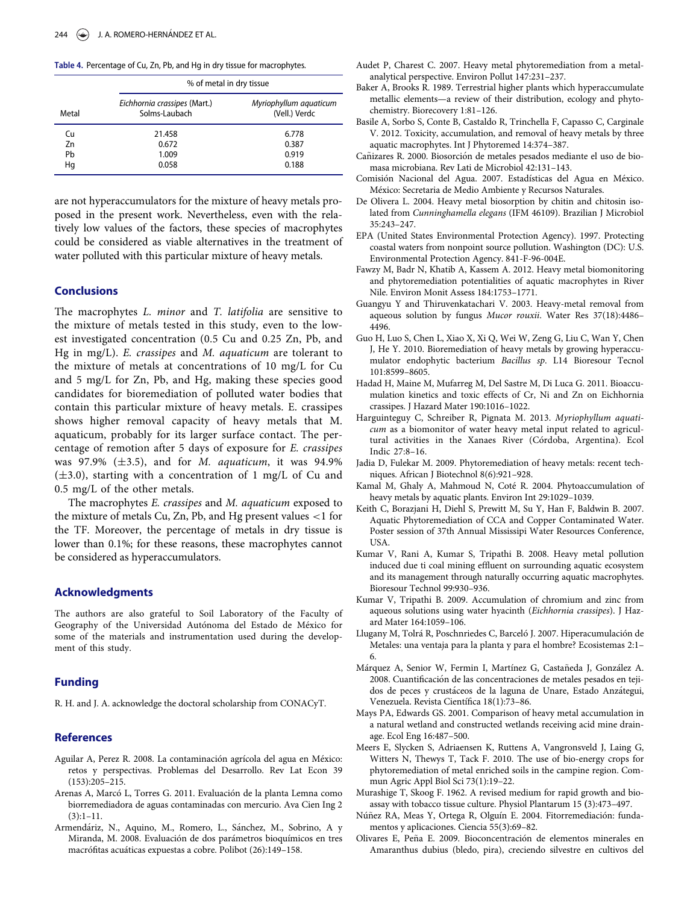Table 4. Percentage of Cu, Zn, Pb, and Hg in dry tissue for macrophytes.

| Metal | % of metal in dry tissue | |
|---|---|---|
| | *Eichhornia crassipes* (Mart.) Solms-Laubach | *Myriophyllum aquaticum* (Vell.) Verdc |
| Cu | 21.458 | 6.778 |
| Zn | 0.672 | 0.387 |
| Pb | 1.009 | 0.919 |
| Hg | 0.058 | 0.188 |

are not hyperaccumulators for the mixture of heavy metals proposed in the present work. Nevertheless, even with the relatively low values of the factors, these species of macrophytes could be considered as viable alternatives in the treatment of water polluted with this particular mixture of heavy metals.

## Conclusions

The macrophytes *L. minor* and *T. latifolia* are sensitive to the mixture of metals tested in this study, even to the lowest investigated concentration (0.5 Cu and 0.25 Zn, Pb, and Hg in mg/L). *E. crassipes* and *M. aquaticum* are tolerant to the mixture of metals at concentrations of 10 mg/L for Cu and 5 mg/L for Zn, Pb, and Hg, making these species good candidates for bioremediation of polluted water bodies that contain this particular mixture of heavy metals. E. crassipes shows higher removal capacity of heavy metals that M. aquaticum, probably for its larger surface contact. The percentage of remotion after 5 days of exposure for *E. crassipes* was 97.9% (±3.5), and for *M. aquaticum*, it was 94.9% (±3.0), starting with a concentration of 1 mg/L of Cu and 0.5 mg/L of the other metals.

The macrophytes *E. crassipes* and *M. aquaticum* exposed to the mixture of metals Cu, Zn, Pb, and Hg present values <1 for the TF. Moreover, the percentage of metals in dry tissue is lower than 0.1%; for these reasons, these macrophytes cannot be considered as hyperaccumulators.

## Acknowledgments

The authors are also grateful to Soil Laboratory of the Faculty of Geography of the Universidad Autónoma del Estado de México for some of the materials and instrumentation used during the development of this study.

## Funding

R. H. and J. A. acknowledge the doctoral scholarship from CONACyT.

## References

Aguilar A, Perez R. 2008. La contaminación agrícola del agua en México: retos y perspectivas. Problemas del Desarrollo. Rev Lat Econ 39 (153):205–215.

Arenas A, Marcó L, Torres G. 2011. Evaluación de la planta Lemna como biorremediadora de aguas contaminadas con mercurio. Ava Cien Ing 2 (3):1–11.

Armendáriz, N., Aquino, M., Romero, L., Sánchez, M., Sobrino, A y Miranda, M. 2008. Evaluación de dos parámetros bioquímicos en tres macrófitas acuáticas expuestas a cobre. Polibot (26):149–158.

Audet P, Charest C. 2007. Heavy metal phytoremediation from a metal-analytical perspective. Environ Pollut 147:231–237.

Baker A, Brooks R. 1989. Terrestrial higher plants which hyperaccumulate metallic elements—a review of their distribution, ecology and phytochemistry. Biorecovery 1:81–126.

Basile A, Sorbo S, Conte B, Castaldo R, Trinchella F, Capasso C, Carginale V. 2012. Toxicity, accumulation, and removal of heavy metals by three aquatic macrophytes. Int J Phytoremed 14:374–387.

Cañizares R. 2000. Biosorción de metales pesados mediante el uso de biomasa microbiana. Rev Lati de Microbiol 42:131–143.

Comisión Nacional del Agua. 2007. Estadísticas del Agua en México. México: Secretaria de Medio Ambiente y Recursos Naturales.

De Olivera L. 2004. Heavy metal biosorption by chitin and chitosin isolated from *Cunninghamella elegans* (IFM 46109). Brazilian J Microbiol 35:243–247.

EPA (United States Environmental Protection Agency). 1997. Protecting coastal waters from nonpoint source pollution. Washington (DC): U.S. Environmental Protection Agency. 841-F-96-004E.

Fawzy M, Badr N, Khatib A, Kassem A. 2012. Heavy metal biomonitoring and phytoremediation potentialities of aquatic macrophytes in River Nile. Environ Monit Assess 184:1753–1771.

Guangyu Y and Thiruvenkatachari V. 2003. Heavy-metal removal from aqueous solution by fungus *Mucor rouxii*. Water Res 37(18):4486–4496.

Guo H, Luo S, Chen L, Xiao X, Xi Q, Wei W, Zeng G, Liu C, Wan Y, Chen J, He Y. 2010. Bioremediation of heavy metals by growing hyperaccumulator endophytic bacterium *Bacillus sp*. L14 Bioresour Tecnol 101:8599–8605.

Hadad H, Maine M, Mufarreg M, Del Sastre M, Di Luca G. 2011. Bioaccumulation kinetics and toxic effects of Cr, Ni and Zn on Eichhornia crassipes. J Hazard Mater 190:1016–1022.

Harguinteguy C, Schreiber R, Pignata M. 2013. *Myriophyllum aquaticum* as a biomonitor of water heavy metal input related to agricultural activities in the Xanaes River (Córdoba, Argentina). Ecol Indic 27:8–16.

Jadia D, Fulekar M. 2009. Phytoremediation of heavy metals: recent techniques. African J Biotechnol 8(6):921–928.

Kamal M, Ghaly A, Mahmoud N, Coté R. 2004. Phytoaccumulation of heavy metals by aquatic plants. Environ Int 29:1029–1039.

Keith C, Borazjani H, Diehl S, Prewitt M, Su Y, Han F, Baldwin B. 2007. Aquatic Phytoremediation of CCA and Copper Contaminated Water. Poster session of 37th Annual Mississipi Water Resources Conference, USA.

Kumar V, Rani A, Kumar S, Tripathi B. 2008. Heavy metal pollution induced due ti coal mining effluent on surrounding aquatic ecosystem and its management through naturally occurring aquatic macrophytes. Bioresour Technol 99:930–936.

Kumar V, Tripathi B. 2009. Accumulation of chromium and zinc from aqueous solutions using water hyacinth (*Eichhornia crassipes*). J Hazard Mater 164:1059–106.

Llugany M, Tolrá R, Poschnriedes C, Barceló J. 2007. Hiperacumulación de Metales: una ventaja para la planta y para el hombre? Ecosistemas 2:1–6.

Márquez A, Senior W, Fermin I, Martínez G, Castañeda J, González A. 2008. Cuantificación de las concentraciones de metales pesados en tejidos de peces y crustáceos de la laguna de Unare, Estado Anzátegui, Venezuela. Revista Científica 18(1):73–86.

Mays PA, Edwards GS. 2001. Comparison of heavy metal accumulation in a natural wetland and constructed wetlands receiving acid mine drainage. Ecol Eng 16:487–500.

Meers E, Slycken S, Adriaensen K, Ruttens A, Vangronsveld J, Laing G, Witters N, Thewys T, Tack F. 2010. The use of bio-energy crops for phytoremediation of metal enriched soils in the campine region. Commun Agric Appl Biol Sci 73(1):19–22.

Murashige T, Skoog F. 1962. A revised medium for rapid growth and bioassay with tobacco tissue culture. Physiol Plantarum 15 (3):473–497.

Núñez RA, Meas Y, Ortega R, Olguín E. 2004. Fitorremediación: fundamentos y aplicaciones. Ciencia 55(3):69–82.

Olivares E, Peña E. 2009. Bioconcentración de elementos minerales en Amaranthus dubius (bledo, pira), creciendo silvestre en cultivos del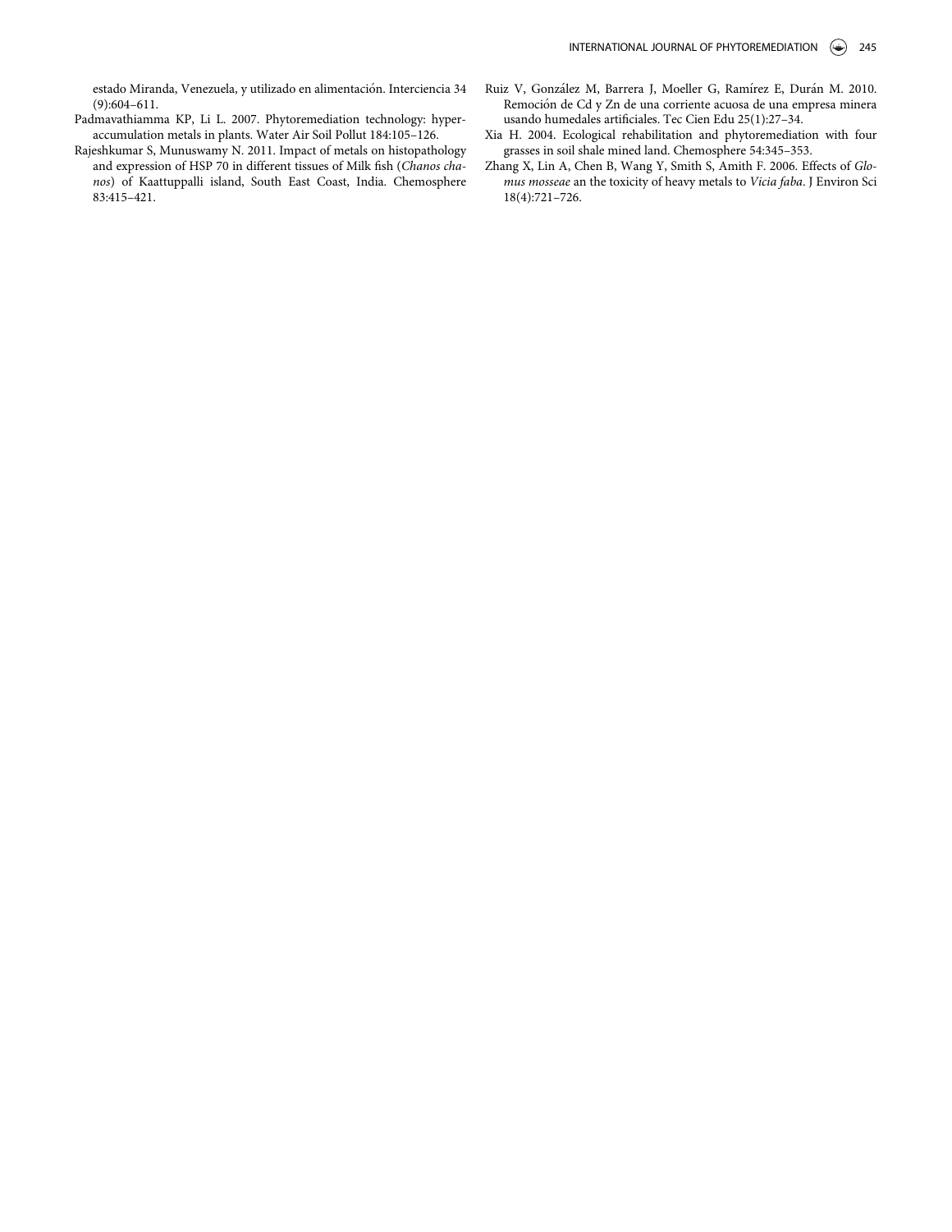estado Miranda, Venezuela, y utilizado en alimentación. Interciencia 34 (9):604–611.

Padmavathiamma KP, Li L. 2007. Phytoremediation technology: hyper-accumulation metals in plants. Water Air Soil Pollut 184:105–126.

Rajeshkumar S, Munuswamy N. 2011. Impact of metals on histopathology and expression of HSP 70 in different tissues of Milk fish (*Chanos chanos*) of Kaattuppalli island, South East Coast, India. Chemosphere 83:415–421.

Ruiz V, González M, Barrera J, Moeller G, Ramírez E, Durán M. 2010. Remoción de Cd y Zn de una corriente acuosa de una empresa minera usando humedales artificiales. Tec Cien Edu 25(1):27–34.

Xia H. 2004. Ecological rehabilitation and phytoremediation with four grasses in soil shale mined land. Chemosphere 54:345–353.

Zhang X, Lin A, Chen B, Wang Y, Smith S, Amith F. 2006. Effects of *Glomus mosseae* an the toxicity of heavy metals to *Vicia faba*. J Environ Sci 18(4):721–726.